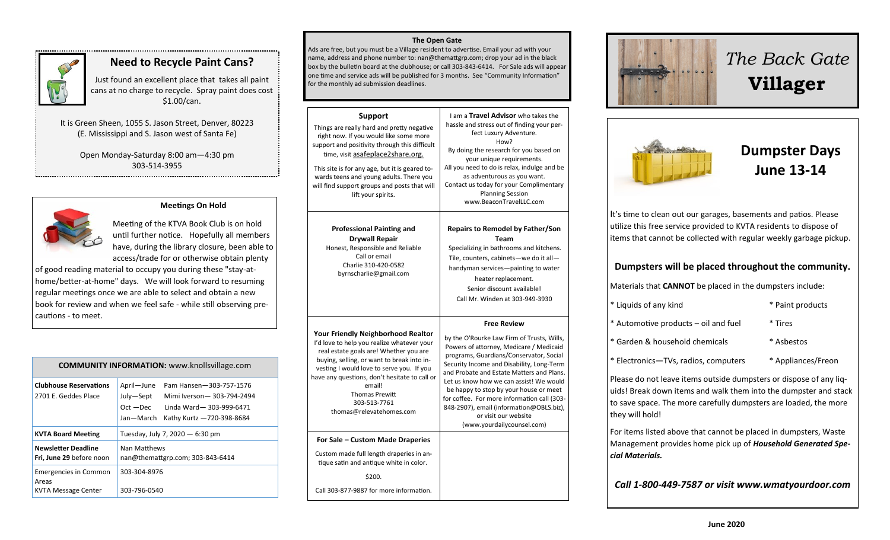## Need to Recycle Paint Cans?

Just found an excellent place that takes all paint cans at no charge to recycle. Spray paint does cost $1.00/can.

It is Green Sheen, 1055 S. Jason Street, Denver, 80223
(E. Mississippi and S. Jason west of Santa Fe)

Open Monday-Saturday 8:00 am—4:30 pm
303-514-3955

### Meetings On Hold

Meeting of the KTVA Book Club is on hold until further notice. Hopefully all members have, during the library closure, been able to access/trade for or otherwise obtain plenty of good reading material to occupy you during these "stay-at-home/better-at-home" days. We will look forward to resuming regular meetings once we are able to select and obtain a new book for review and when we feel safe - while still observing precautions - to meet.

| COMMUNITY INFORMATION: www.knollsvillage.com | |
|---|---|
| **Clubhouse Reservations** 2701 E. Geddes Place | April—June Pam Hansen—303-757-1576<br>July—Sept Mimi Iverson— 303-794-2494<br>Oct —Dec Linda Ward— 303-999-6471<br>Jan—March Kathy Kurtz —720-398-8684 |
| **KVTA Board Meeting** | Tuesday, July 7, 2020 — 6:30 pm |
| **Newsletter Deadline Fri, June 29** before noon | Nan Matthews<br>nan@themattgrp.com; 303-843-6414 |
| Emergencies in Common Areas<br>KVTA Message Center | 303-304-8976<br><br>303-796-0540 |

### The Open Gate

Ads are free, but you must be a Village resident to advertise. Email your ad with your name, address and phone number to: nan@themattgrp.com; drop your ad in the black box by the bulletin board at the clubhouse; or call 303-843-6414. For Sale ads will appear one time and service ads will be published for 3 months. See "Community Information" for the monthly ad submission deadlines.

**Support**

Things are really hard and pretty negative right now. If you would like some more support and positivity through this difficult time, visit asafeplace2share.org.

This site is for any age, but it is geared towards teens and young adults. There you will find support groups and posts that will lift your spirits.

I am a **Travel Advisor** who takes the hassle and stress out of finding your perfect Luxury Adventure.
How?
By doing the research for you based on your unique requirements.
All you need to do is relax, indulge and be as adventurous as you want.
Contact us today for your Complimentary Planning Session
www.BeaconTravelLLC.com

**Professional Painting and Drywall Repair**
Honest, Responsible and Reliable
Call or email
Charlie 310-420-0582
byrnscharlie@gmail.com

**Repairs to Remodel by Father/Son Team**
Specializing in bathrooms and kitchens.
Tile, counters, cabinets—we do it all—handyman services—painting to water heater replacement.
Senior discount available!
Call Mr. Winden at 303-949-3930

**Your Friendly Neighborhood Realtor**
I'd love to help you realize whatever your real estate goals are! Whether you are buying, selling, or want to break into investing I would love to serve you. If you have any questions, don't hesitate to call or email!
Thomas Prewitt
303-513-7761
thomas@relevatehomes.com

**Free Review**
by the O'Rourke Law Firm of Trusts, Wills, Powers of attorney, Medicare / Medicaid programs, Guardians/Conservator, Social Security Income and Disability, Long-Term and Probate and Estate Matters and Plans. Let us know how we can assist! We would be happy to stop by your house or meet for coffee. For more information call (303-848-2907), email (information@OBLS.biz), or visit our website (www.yourdailycounsel.com)

**For Sale – Custom Made Draperies**

Custom made full length draperies in antique satin and antique white in color.

$200.

Call 303-877-9887 for more information.

# *The Back Gate* **Villager**

## Dumpster Days June 13-14

It's time to clean out our garages, basements and patios. Please utilize this free service provided to KVTA residents to dispose of items that cannot be collected with regular weekly garbage pickup.

### Dumpsters will be placed throughout the community.

Materials that **CANNOT** be placed in the dumpsters include:

* Liquids of any kind
* Automotive products – oil and fuel
* Garden & household chemicals
* Electronics—TVs, radios, computers
* Paint products
* Tires
* Asbestos
* Appliances/Freon

Please do not leave items outside dumpsters or dispose of any liquids! Break down items and walk them into the dumpster and stack to save space. The more carefully dumpsters are loaded, the more they will hold!

For items listed above that cannot be placed in dumpsters, Waste Management provides home pick up of ***Household Generated Special Materials.***

***Call 1-800-449-7587 or visit www.wmatyourdoor.com***

**June 2020**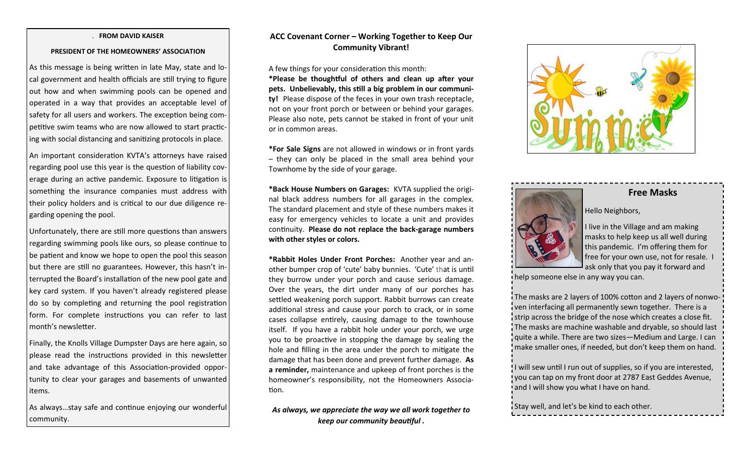**FROM DAVID KAISER**

**PRESIDENT OF THE HOMEOWNERS' ASSOCIATION**

As this message is being written in late May, state and local government and health officials are still trying to figure out how and when swimming pools can be opened and operated in a way that provides an acceptable level of safety for all users and workers. The exception being competitive swim teams who are now allowed to start practicing with social distancing and sanitizing protocols in place.

An important consideration KVTA's attorneys have raised regarding pool use this year is the question of liability coverage during an active pandemic. Exposure to litigation is something the insurance companies must address with their policy holders and is critical to our due diligence regarding opening the pool.

Unfortunately, there are still more questions than answers regarding swimming pools like ours, so please continue to be patient and know we hope to open the pool this season but there are still no guarantees. However, this hasn't interrupted the Board's installation of the new pool gate and key card system. If you haven't already registered please do so by completing and returning the pool registration form. For complete instructions you can refer to last month's newsletter.

Finally, the Knolls Village Dumpster Days are here again, so please read the instructions provided in this newsletter and take advantage of this Association-provided opportunity to clear your garages and basements of unwanted items.

As always…stay safe and continue enjoying our wonderful community.

## ACC Covenant Corner – Working Together to Keep Our Community Vibrant!

A few things for your consideration this month:

**\*Please be thoughtful of others and clean up after your pets. Unbelievably, this still a big problem in our community!** Please dispose of the feces in your own trash receptacle, not on your front porch or between or behind your garages. Please also note, pets cannot be staked in front of your unit or in common areas.

**\*For Sale Signs** are not allowed in windows or in front yards – they can only be placed in the small area behind your Townhome by the side of your garage.

**\*Back House Numbers on Garages:** KVTA supplied the original black address numbers for all garages in the complex. The standard placement and style of these numbers makes it easy for emergency vehicles to locate a unit and provides continuity. **Please do not replace the back-garage numbers with other styles or colors.**

**\*Rabbit Holes Under Front Porches:** Another year and another bumper crop of 'cute' baby bunnies. 'Cute' that is until they burrow under your porch and cause serious damage. Over the years, the dirt under many of our porches has settled weakening porch support. Rabbit burrows can create additional stress and cause your porch to crack, or in some cases collapse entirely, causing damage to the townhouse itself. If you have a rabbit hole under your porch, we urge you to be proactive in stopping the damage by sealing the hole and filling in the area under the porch to mitigate the damage that has been done and prevent further damage. **As a reminder,** maintenance and upkeep of front porches is the homeowner's responsibility, not the Homeowners Association.

***As always, we appreciate the way we all work together to keep our community beautiful .***

Summer

## Free Masks

Hello Neighbors,

I live in the Village and am making masks to help keep us all well during this pandemic. I'm offering them for free for your own use, not for resale. I ask only that you pay it forward and help someone else in any way you can.

The masks are 2 layers of 100% cotton and 2 layers of nonwoven interfacing all permanently sewn together. There is a strip across the bridge of the nose which creates a close fit. The masks are machine washable and dryable, so should last quite a while. There are two sizes—Medium and Large. I can make smaller ones, if needed, but don't keep them on hand.

I will sew until I run out of supplies, so if you are interested, you can tap on my front door at 2787 East Geddes Avenue, and I will show you what I have on hand.

Stay well, and let's be kind to each other.